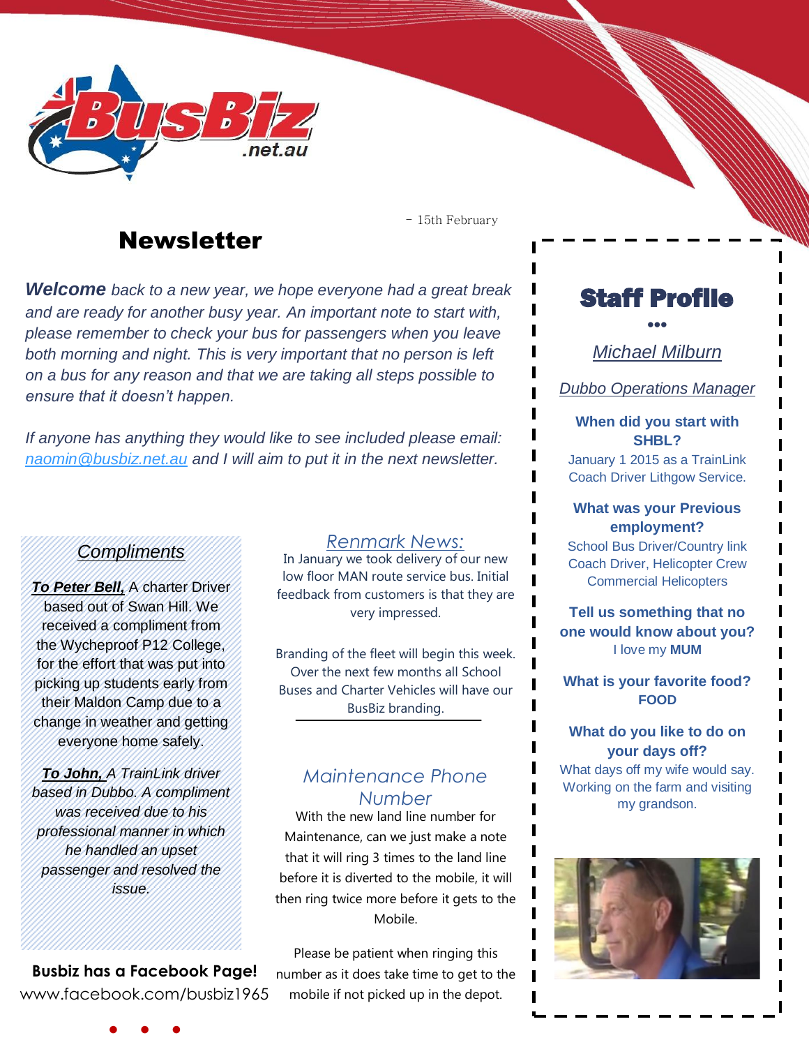BusBiz .net.au

- 15th February

# Newsletter

***Welcome*** *back to a new year, we hope everyone had a great break and are ready for another busy year. An important note to start with, please remember to check your bus for passengers when you leave both morning and night. This is very important that no person is left on a bus for any reason and that we are taking all steps possible to ensure that it doesn't happen.*

*If anyone has anything they would like to see included please email: [naomin@busbiz.net.au](mailto:naomin@busbiz.net.au) and I will aim to put it in the next newsletter.*

## *Compliments*

***To Peter Bell,*** A charter Driver based out of Swan Hill. We received a compliment from the Wycheproof P12 College, for the effort that was put into picking up students early from their Maldon Camp due to a change in weather and getting everyone home safely.

***To John,*** *A TrainLink driver based in Dubbo. A compliment was received due to his professional manner in which he handled an upset passenger and resolved the issue.*

**Busbiz has a Facebook Page!**
www.facebook.com/busbiz1965

## *Renmark News:*

In January we took delivery of our new low floor MAN route service bus. Initial feedback from customers is that they are very impressed.

Branding of the fleet will begin this week. Over the next few months all School Buses and Charter Vehicles will have our BusBiz branding.

## *Maintenance Phone Number*

With the new land line number for Maintenance, can we just make a note that it will ring 3 times to the land line before it is diverted to the mobile, it will then ring twice more before it gets to the Mobile.

Please be patient when ringing this number as it does take time to get to the mobile if not picked up in the depot.

## Staff Profile

*Michael Milburn*

*Dubbo Operations Manager*

**When did you start with SHBL?**
January 1 2015 as a TrainLink Coach Driver Lithgow Service.

**What was your Previous employment?**
School Bus Driver/Country link Coach Driver, Helicopter Crew Commercial Helicopters

**Tell us something that no one would know about you?**
I love my **MUM**

**What is your favorite food?**
**FOOD**

**What do you like to do on your days off?**
What days off my wife would say. Working on the farm and visiting my grandson.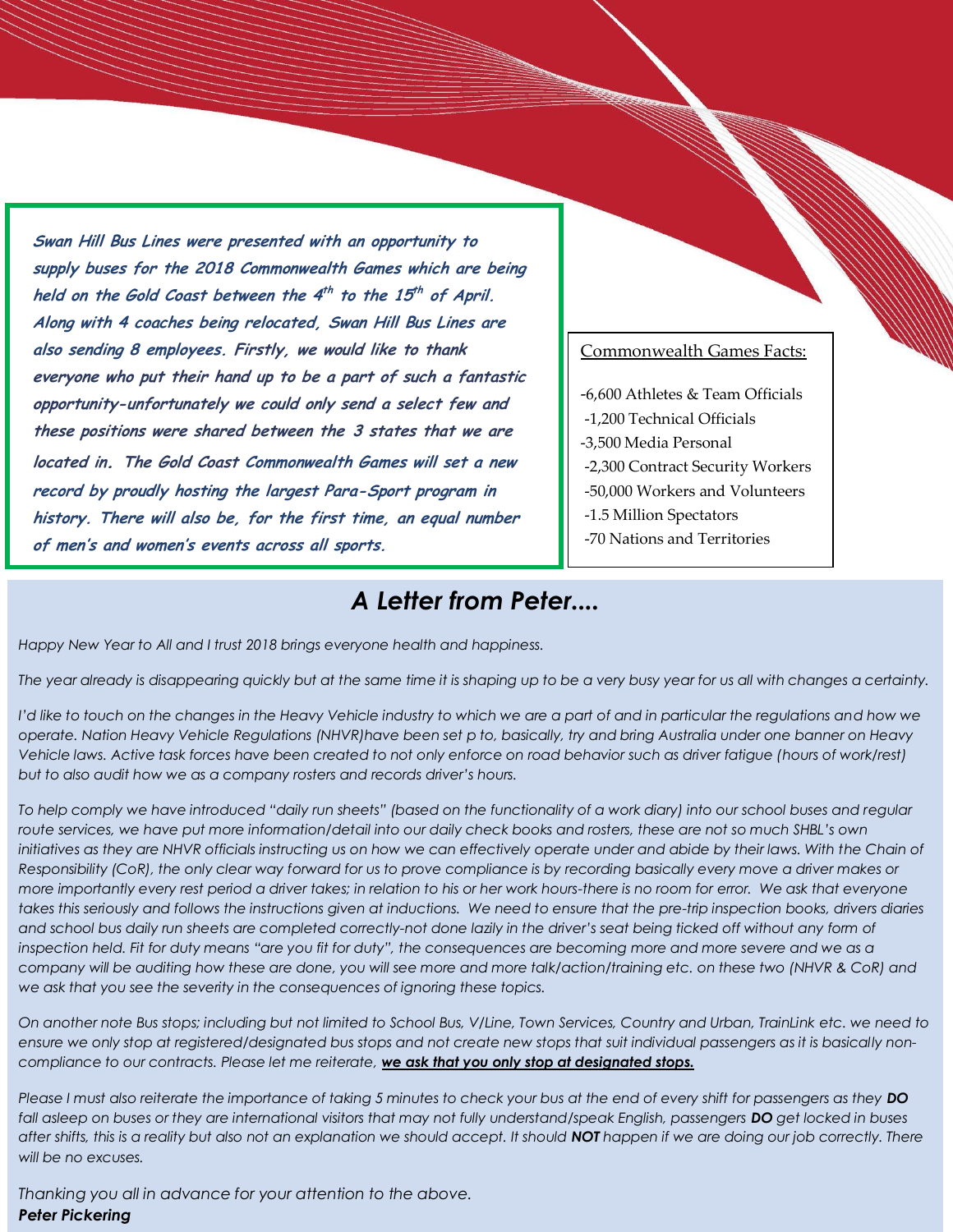***Swan Hill Bus Lines were presented with an opportunity to supply buses for the 2018 Commonwealth Games which are being held on the Gold Coast between the 4th to the 15th of April. Along with 4 coaches being relocated, Swan Hill Bus Lines are also sending 8 employees. Firstly, we would like to thank everyone who put their hand up to be a part of such a fantastic opportunity-unfortunately we could only send a select few and these positions were shared between the 3 states that we are located in. The Gold Coast Commonwealth Games will set a new record by proudly hosting the largest Para-Sport program in history. There will also be, for the first time, an equal number of men's and women's events across all sports.***

Commonwealth Games Facts:

- 6,600 Athletes & Team Officials
- 1,200 Technical Officials
- 3,500 Media Personal
- 2,300 Contract Security Workers
- 50,000 Workers and Volunteers
- 1.5 Million Spectators
- 70 Nations and Territories

## *A Letter from Peter....*

*Happy New Year to All and I trust 2018 brings everyone health and happiness.*

*The year already is disappearing quickly but at the same time it is shaping up to be a very busy year for us all with changes a certainty.*

*I'd like to touch on the changes in the Heavy Vehicle industry to which we are a part of and in particular the regulations and how we operate. Nation Heavy Vehicle Regulations (NHVR)have been set p to, basically, try and bring Australia under one banner on Heavy Vehicle laws. Active task forces have been created to not only enforce on road behavior such as driver fatigue (hours of work/rest) but to also audit how we as a company rosters and records driver's hours.*

*To help comply we have introduced "daily run sheets" (based on the functionality of a work diary) into our school buses and regular route services, we have put more information/detail into our daily check books and rosters, these are not so much SHBL's own initiatives as they are NHVR officials instructing us on how we can effectively operate under and abide by their laws. With the Chain of Responsibility (CoR), the only clear way forward for us to prove compliance is by recording basically every move a driver makes or more importantly every rest period a driver takes; in relation to his or her work hours-there is no room for error. We ask that everyone takes this seriously and follows the instructions given at inductions. We need to ensure that the pre-trip inspection books, drivers diaries and school bus daily run sheets are completed correctly-not done lazily in the driver's seat being ticked off without any form of inspection held. Fit for duty means "are you fit for duty", the consequences are becoming more and more severe and we as a company will be auditing how these are done, you will see more and more talk/action/training etc. on these two (NHVR & CoR) and we ask that you see the severity in the consequences of ignoring these topics.*

*On another note Bus stops; including but not limited to School Bus, V/Line, Town Services, Country and Urban, TrainLink etc. we need to ensure we only stop at registered/designated bus stops and not create new stops that suit individual passengers as it is basically non-compliance to our contracts. Please let me reiterate,* ***<u>we ask that you only stop at designated stops.</u>***

*Please I must also reiterate the importance of taking 5 minutes to check your bus at the end of every shift for passengers as they* ***DO*** *fall asleep on buses or they are international visitors that may not fully understand/speak English, passengers* ***DO*** *get locked in buses after shifts, this is a reality but also not an explanation we should accept. It should* ***NOT*** *happen if we are doing our job correctly. There will be no excuses.*

*Thanking you all in advance for your attention to the above.*
***Peter Pickering***